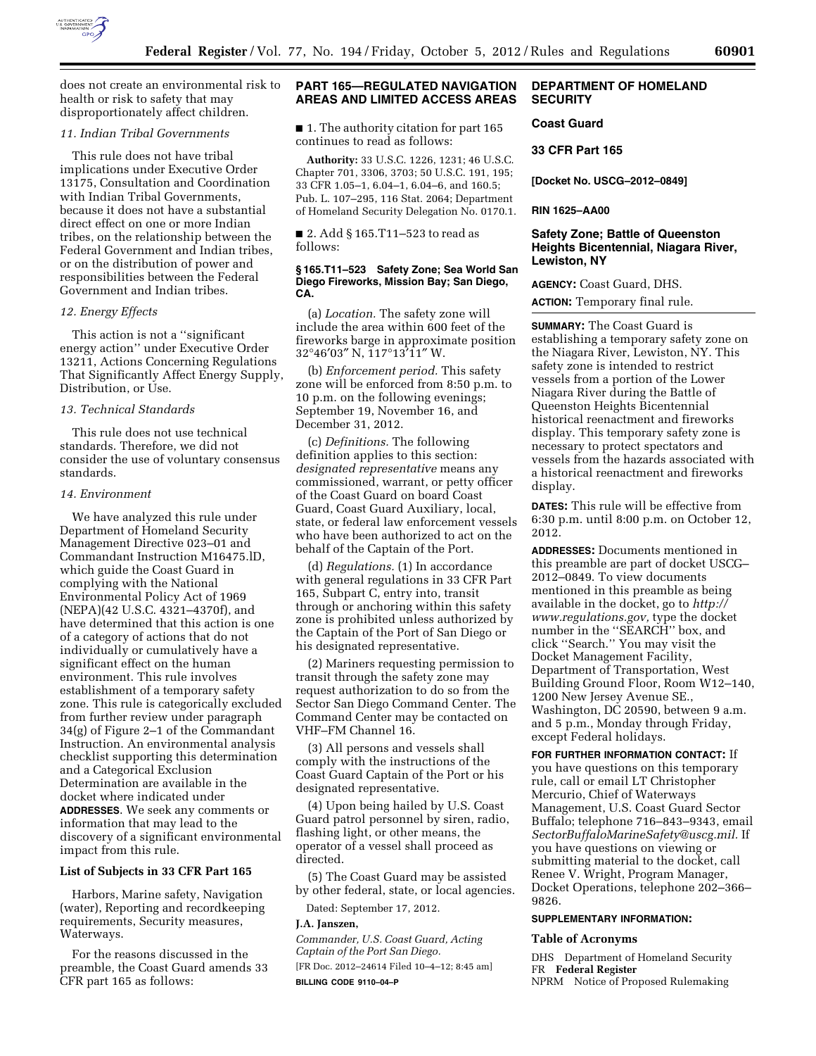does not create an environmental risk to health or risk to safety that may disproportionately affect children.

### *11. Indian Tribal Governments*

This rule does not have tribal implications under Executive Order 13175, Consultation and Coordination with Indian Tribal Governments, because it does not have a substantial direct effect on one or more Indian tribes, on the relationship between the Federal Government and Indian tribes, or on the distribution of power and responsibilities between the Federal Government and Indian tribes.

### *12. Energy Effects*

This action is not a ''significant energy action'' under Executive Order 13211, Actions Concerning Regulations That Significantly Affect Energy Supply, Distribution, or Use.

### *13. Technical Standards*

This rule does not use technical standards. Therefore, we did not consider the use of voluntary consensus standards.

### *14. Environment*

We have analyzed this rule under Department of Homeland Security Management Directive 023–01 and Commandant Instruction M16475.lD, which guide the Coast Guard in complying with the National Environmental Policy Act of 1969 (NEPA)(42 U.S.C. 4321–4370f), and have determined that this action is one of a category of actions that do not individually or cumulatively have a significant effect on the human environment. This rule involves establishment of a temporary safety zone. This rule is categorically excluded from further review under paragraph 34(g) of Figure 2–1 of the Commandant Instruction. An environmental analysis checklist supporting this determination and a Categorical Exclusion Determination are available in the docket where indicated under **ADDRESSES**. We seek any comments or information that may lead to the discovery of a significant environmental impact from this rule.

### List of Subjects in 33 CFR Part 165

Harbors, Marine safety, Navigation (water), Reporting and recordkeeping requirements, Security measures, Waterways.

For the reasons discussed in the preamble, the Coast Guard amends 33 CFR part 165 as follows:

## PART 165—REGULATED NAVIGATION AREAS AND LIMITED ACCESS AREAS

■ 1. The authority citation for part 165 continues to read as follows:

**Authority:** 33 U.S.C. 1226, 1231; 46 U.S.C. Chapter 701, 3306, 3703; 50 U.S.C. 191, 195; 33 CFR 1.05–1, 6.04–1, 6.04–6, and 160.5; Pub. L. 107–295, 116 Stat. 2064; Department of Homeland Security Delegation No. 0170.1.

■ 2. Add § 165.T11–523 to read as follows:

#### § 165.T11–523 Safety Zone; Sea World San Diego Fireworks, Mission Bay; San Diego, CA.

(a) *Location.* The safety zone will include the area within 600 feet of the fireworks barge in approximate position 32°46′03″ N, 117°13′11″ W.

(b) *Enforcement period.* This safety zone will be enforced from 8:50 p.m. to 10 p.m. on the following evenings; September 19, November 16, and December 31, 2012.

(c) *Definitions.* The following definition applies to this section: *designated representative* means any commissioned, warrant, or petty officer of the Coast Guard on board Coast Guard, Coast Guard Auxiliary, local, state, or federal law enforcement vessels who have been authorized to act on the behalf of the Captain of the Port.

(d) *Regulations.* (1) In accordance with general regulations in 33 CFR Part 165, Subpart C, entry into, transit through or anchoring within this safety zone is prohibited unless authorized by the Captain of the Port of San Diego or his designated representative.

(2) Mariners requesting permission to transit through the safety zone may request authorization to do so from the Sector San Diego Command Center. The Command Center may be contacted on VHF–FM Channel 16.

(3) All persons and vessels shall comply with the instructions of the Coast Guard Captain of the Port or his designated representative.

(4) Upon being hailed by U.S. Coast Guard patrol personnel by siren, radio, flashing light, or other means, the operator of a vessel shall proceed as directed.

(5) The Coast Guard may be assisted by other federal, state, or local agencies.

Dated: September 17, 2012.

**J.A. Janszen,**

*Commander, U.S. Coast Guard, Acting Captain of the Port San Diego.*

[FR Doc. 2012–24614 Filed 10–4–12; 8:45 am]

**BILLING CODE 9110–04–P**

## DEPARTMENT OF HOMELAND SECURITY

### Coast Guard

### 33 CFR Part 165

**[Docket No. USCG–2012–0849]**

**RIN 1625–AA00**

### Safety Zone; Battle of Queenston Heights Bicentennial, Niagara River, Lewiston, NY

**AGENCY:** Coast Guard, DHS.

**ACTION:** Temporary final rule.

**SUMMARY:** The Coast Guard is establishing a temporary safety zone on the Niagara River, Lewiston, NY. This safety zone is intended to restrict vessels from a portion of the Lower Niagara River during the Battle of Queenston Heights Bicentennial historical reenactment and fireworks display. This temporary safety zone is necessary to protect spectators and vessels from the hazards associated with a historical reenactment and fireworks display.

**DATES:** This rule will be effective from 6:30 p.m. until 8:00 p.m. on October 12, 2012.

**ADDRESSES:** Documents mentioned in this preamble are part of docket USCG–2012–0849. To view documents mentioned in this preamble as being available in the docket, go to *http://www.regulations.gov,* type the docket number in the ''SEARCH'' box, and click ''Search.'' You may visit the Docket Management Facility, Department of Transportation, West Building Ground Floor, Room W12–140, 1200 New Jersey Avenue SE., Washington, DC 20590, between 9 a.m. and 5 p.m., Monday through Friday, except Federal holidays.

**FOR FURTHER INFORMATION CONTACT:** If you have questions on this temporary rule, call or email LT Christopher Mercurio, Chief of Waterways Management, U.S. Coast Guard Sector Buffalo; telephone 716–843–9343, email *SectorBuffaloMarineSafety@uscg.mil.* If you have questions on viewing or submitting material to the docket, call Renee V. Wright, Program Manager, Docket Operations, telephone 202–366–9826.

**SUPPLEMENTARY INFORMATION:**

### Table of Acronyms

DHS Department of Homeland Security
FR **Federal Register**
NPRM Notice of Proposed Rulemaking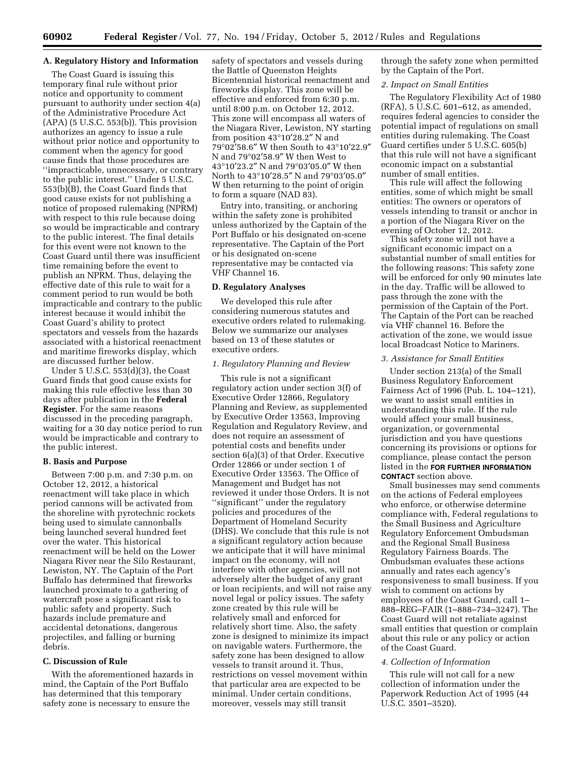### A. Regulatory History and Information

The Coast Guard is issuing this temporary final rule without prior notice and opportunity to comment pursuant to authority under section 4(a) of the Administrative Procedure Act (APA) (5 U.S.C. 553(b)). This provision authorizes an agency to issue a rule without prior notice and opportunity to comment when the agency for good cause finds that those procedures are ''impracticable, unnecessary, or contrary to the public interest.'' Under 5 U.S.C. 553(b)(B), the Coast Guard finds that good cause exists for not publishing a notice of proposed rulemaking (NPRM) with respect to this rule because doing so would be impracticable and contrary to the public interest. The final details for this event were not known to the Coast Guard until there was insufficient time remaining before the event to publish an NPRM. Thus, delaying the effective date of this rule to wait for a comment period to run would be both impracticable and contrary to the public interest because it would inhibit the Coast Guard's ability to protect spectators and vessels from the hazards associated with a historical reenactment and maritime fireworks display, which are discussed further below.

Under 5 U.S.C. 553(d)(3), the Coast Guard finds that good cause exists for making this rule effective less than 30 days after publication in the **Federal Register**. For the same reasons discussed in the preceding paragraph, waiting for a 30 day notice period to run would be impracticable and contrary to the public interest.

### B. Basis and Purpose

Between 7:00 p.m. and 7:30 p.m. on October 12, 2012, a historical reenactment will take place in which period cannons will be activated from the shoreline with pyrotechnic rockets being used to simulate cannonballs being launched several hundred feet over the water. This historical reenactment will be held on the Lower Niagara River near the Silo Restaurant, Lewiston, NY. The Captain of the Port Buffalo has determined that fireworks launched proximate to a gathering of watercraft pose a significant risk to public safety and property. Such hazards include premature and accidental detonations, dangerous projectiles, and falling or burning debris.

### C. Discussion of Rule

With the aforementioned hazards in mind, the Captain of the Port Buffalo has determined that this temporary safety zone is necessary to ensure the safety of spectators and vessels during the Battle of Queenston Heights Bicentennial historical reenactment and fireworks display. This zone will be effective and enforced from 6:30 p.m. until 8:00 p.m. on October 12, 2012. This zone will encompass all waters of the Niagara River, Lewiston, NY starting from position 43°10′28.2″ N and 79°02′58.6″ W then South to 43°10′22.9″ N and 79°02′58.9″ W then West to 43°10′23.2″ N and 79°03′05.0″ W then North to 43°10′28.5″ N and 79°03′05.0″ W then returning to the point of origin to form a square (NAD 83).

Entry into, transiting, or anchoring within the safety zone is prohibited unless authorized by the Captain of the Port Buffalo or his designated on-scene representative. The Captain of the Port or his designated on-scene representative may be contacted via VHF Channel 16.

### D. Regulatory Analyses

We developed this rule after considering numerous statutes and executive orders related to rulemaking. Below we summarize our analyses based on 13 of these statutes or executive orders.

#### *1. Regulatory Planning and Review*

This rule is not a significant regulatory action under section 3(f) of Executive Order 12866, Regulatory Planning and Review, as supplemented by Executive Order 13563, Improving Regulation and Regulatory Review, and does not require an assessment of potential costs and benefits under section 6(a)(3) of that Order. Executive Order 12866 or under section 1 of Executive Order 13563. The Office of Management and Budget has not reviewed it under those Orders. It is not ''significant'' under the regulatory policies and procedures of the Department of Homeland Security (DHS). We conclude that this rule is not a significant regulatory action because we anticipate that it will have minimal impact on the economy, will not interfere with other agencies, will not adversely alter the budget of any grant or loan recipients, and will not raise any novel legal or policy issues. The safety zone created by this rule will be relatively small and enforced for relatively short time. Also, the safety zone is designed to minimize its impact on navigable waters. Furthermore, the safety zone has been designed to allow vessels to transit around it. Thus, restrictions on vessel movement within that particular area are expected to be minimal. Under certain conditions, moreover, vessels may still transit through the safety zone when permitted by the Captain of the Port.

#### *2. Impact on Small Entities*

The Regulatory Flexibility Act of 1980 (RFA), 5 U.S.C. 601–612, as amended, requires federal agencies to consider the potential impact of regulations on small entities during rulemaking. The Coast Guard certifies under 5 U.S.C. 605(b) that this rule will not have a significant economic impact on a substantial number of small entities.

This rule will affect the following entities, some of which might be small entities: The owners or operators of vessels intending to transit or anchor in a portion of the Niagara River on the evening of October 12, 2012.

This safety zone will not have a significant economic impact on a substantial number of small entities for the following reasons: This safety zone will be enforced for only 90 minutes late in the day. Traffic will be allowed to pass through the zone with the permission of the Captain of the Port. The Captain of the Port can be reached via VHF channel 16. Before the activation of the zone, we would issue local Broadcast Notice to Mariners.

#### *3. Assistance for Small Entities*

Under section 213(a) of the Small Business Regulatory Enforcement Fairness Act of 1996 (Pub. L. 104–121), we want to assist small entities in understanding this rule. If the rule would affect your small business, organization, or governmental jurisdiction and you have questions concerning its provisions or options for compliance, please contact the person listed in the **FOR FURTHER INFORMATION CONTACT** section above.

Small businesses may send comments on the actions of Federal employees who enforce, or otherwise determine compliance with, Federal regulations to the Small Business and Agriculture Regulatory Enforcement Ombudsman and the Regional Small Business Regulatory Fairness Boards. The Ombudsman evaluates these actions annually and rates each agency's responsiveness to small business. If you wish to comment on actions by employees of the Coast Guard, call 1–888–REG–FAIR (1–888–734–3247). The Coast Guard will not retaliate against small entities that question or complain about this rule or any policy or action of the Coast Guard.

#### *4. Collection of Information*

This rule will not call for a new collection of information under the Paperwork Reduction Act of 1995 (44 U.S.C. 3501–3520).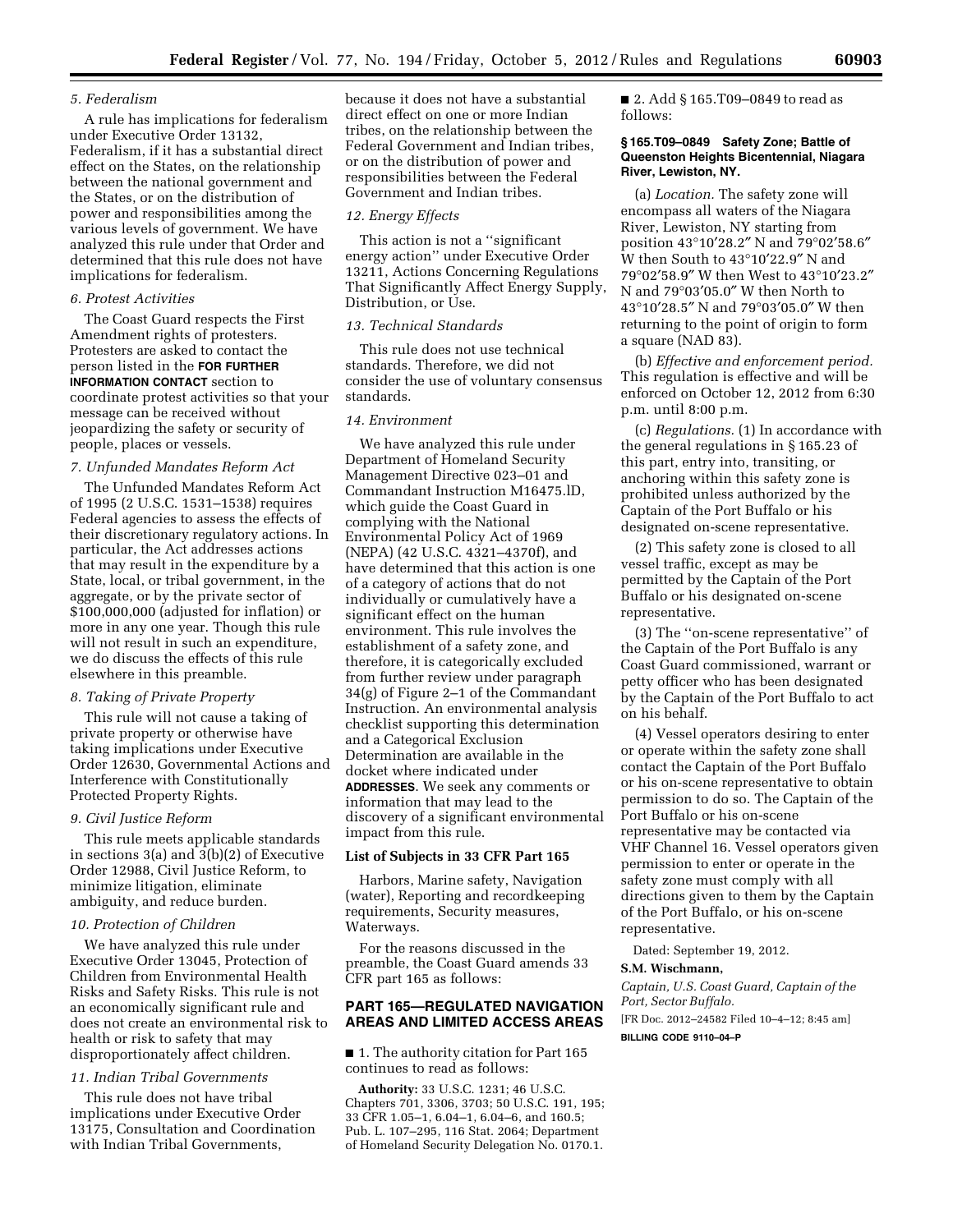*5. Federalism*

A rule has implications for federalism under Executive Order 13132, Federalism, if it has a substantial direct effect on the States, on the relationship between the national government and the States, or on the distribution of power and responsibilities among the various levels of government. We have analyzed this rule under that Order and determined that this rule does not have implications for federalism.

*6. Protest Activities*

The Coast Guard respects the First Amendment rights of protesters. Protesters are asked to contact the person listed in the **FOR FURTHER INFORMATION CONTACT** section to coordinate protest activities so that your message can be received without jeopardizing the safety or security of people, places or vessels.

*7. Unfunded Mandates Reform Act*

The Unfunded Mandates Reform Act of 1995 (2 U.S.C. 1531–1538) requires Federal agencies to assess the effects of their discretionary regulatory actions. In particular, the Act addresses actions that may result in the expenditure by a State, local, or tribal government, in the aggregate, or by the private sector of $100,000,000 (adjusted for inflation) or more in any one year. Though this rule will not result in such an expenditure, we do discuss the effects of this rule elsewhere in this preamble.

*8. Taking of Private Property*

This rule will not cause a taking of private property or otherwise have taking implications under Executive Order 12630, Governmental Actions and Interference with Constitutionally Protected Property Rights.

*9. Civil Justice Reform*

This rule meets applicable standards in sections 3(a) and 3(b)(2) of Executive Order 12988, Civil Justice Reform, to minimize litigation, eliminate ambiguity, and reduce burden.

*10. Protection of Children*

We have analyzed this rule under Executive Order 13045, Protection of Children from Environmental Health Risks and Safety Risks. This rule is not an economically significant rule and does not create an environmental risk to health or risk to safety that may disproportionately affect children.

*11. Indian Tribal Governments*

This rule does not have tribal implications under Executive Order 13175, Consultation and Coordination with Indian Tribal Governments, because it does not have a substantial direct effect on one or more Indian tribes, on the relationship between the Federal Government and Indian tribes, or on the distribution of power and responsibilities between the Federal Government and Indian tribes.

*12. Energy Effects*

This action is not a ''significant energy action'' under Executive Order 13211, Actions Concerning Regulations That Significantly Affect Energy Supply, Distribution, or Use.

*13. Technical Standards*

This rule does not use technical standards. Therefore, we did not consider the use of voluntary consensus standards.

*14. Environment*

We have analyzed this rule under Department of Homeland Security Management Directive 023–01 and Commandant Instruction M16475.lD, which guide the Coast Guard in complying with the National Environmental Policy Act of 1969 (NEPA) (42 U.S.C. 4321–4370f), and have determined that this action is one of a category of actions that do not individually or cumulatively have a significant effect on the human environment. This rule involves the establishment of a safety zone, and therefore, it is categorically excluded from further review under paragraph 34(g) of Figure 2–1 of the Commandant Instruction. An environmental analysis checklist supporting this determination and a Categorical Exclusion Determination are available in the docket where indicated under **ADDRESSES**. We seek any comments or information that may lead to the discovery of a significant environmental impact from this rule.

**List of Subjects in 33 CFR Part 165**

Harbors, Marine safety, Navigation (water), Reporting and recordkeeping requirements, Security measures, Waterways.

For the reasons discussed in the preamble, the Coast Guard amends 33 CFR part 165 as follows:

**PART 165—REGULATED NAVIGATION AREAS AND LIMITED ACCESS AREAS**

■ 1. The authority citation for Part 165 continues to read as follows:

**Authority:** 33 U.S.C. 1231; 46 U.S.C. Chapters 701, 3306, 3703; 50 U.S.C. 191, 195; 33 CFR 1.05–1, 6.04–1, 6.04–6, and 160.5; Pub. L. 107–295, 116 Stat. 2064; Department of Homeland Security Delegation No. 0170.1.

■ 2. Add § 165.T09–0849 to read as follows:

**§ 165.T09–0849 Safety Zone; Battle of Queenston Heights Bicentennial, Niagara River, Lewiston, NY.**

(a) *Location.* The safety zone will encompass all waters of the Niagara River, Lewiston, NY starting from position 43°10′28.2″ N and 79°02′58.6″ W then South to 43°10′22.9″ N and 79°02′58.9″ W then West to 43°10′23.2″ N and 79°03′05.0″ W then North to 43°10′28.5″ N and 79°03′05.0″ W then returning to the point of origin to form a square (NAD 83).

(b) *Effective and enforcement period.* This regulation is effective and will be enforced on October 12, 2012 from 6:30 p.m. until 8:00 p.m.

(c) *Regulations.* (1) In accordance with the general regulations in § 165.23 of this part, entry into, transiting, or anchoring within this safety zone is prohibited unless authorized by the Captain of the Port Buffalo or his designated on-scene representative.

(2) This safety zone is closed to all vessel traffic, except as may be permitted by the Captain of the Port Buffalo or his designated on-scene representative.

(3) The ''on-scene representative'' of the Captain of the Port Buffalo is any Coast Guard commissioned, warrant or petty officer who has been designated by the Captain of the Port Buffalo to act on his behalf.

(4) Vessel operators desiring to enter or operate within the safety zone shall contact the Captain of the Port Buffalo or his on-scene representative to obtain permission to do so. The Captain of the Port Buffalo or his on-scene representative may be contacted via VHF Channel 16. Vessel operators given permission to enter or operate in the safety zone must comply with all directions given to them by the Captain of the Port Buffalo, or his on-scene representative.

Dated: September 19, 2012.

**S.M. Wischmann,**

*Captain, U.S. Coast Guard, Captain of the Port, Sector Buffalo.*

[FR Doc. 2012–24582 Filed 10–4–12; 8:45 am]

**BILLING CODE 9110–04–P**